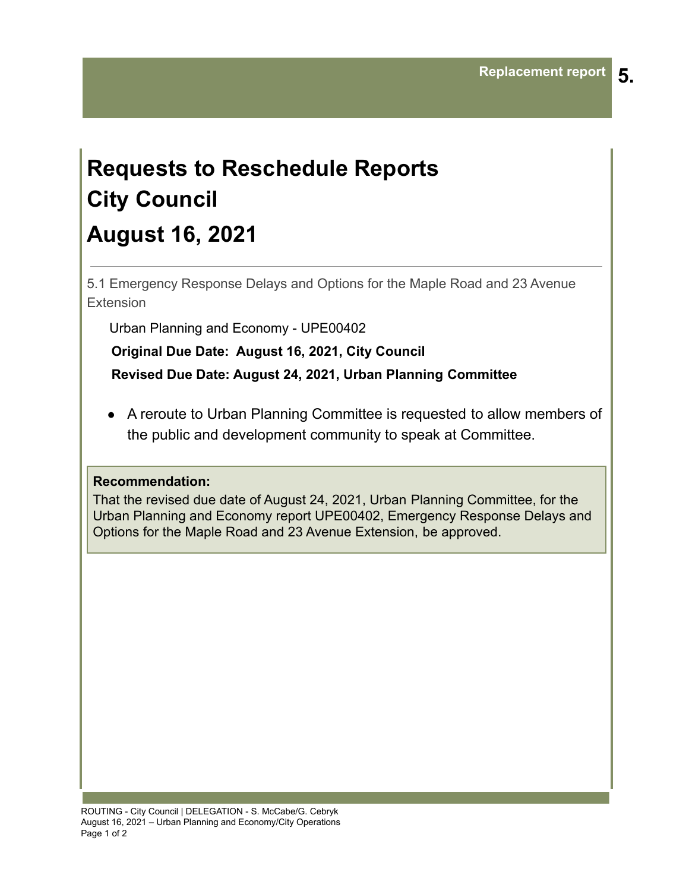Replacement report **5.**

# Requests to Reschedule Reports
# City Council
# August 16, 2021

---

5.1 Emergency Response Delays and Options for the Maple Road and 23 Avenue Extension

Urban Planning and Economy - UPE00402

**Original Due Date: August 16, 2021, City Council**

**Revised Due Date: August 24, 2021, Urban Planning Committee**

- A reroute to Urban Planning Committee is requested to allow members of the public and development community to speak at Committee.

**Recommendation:**

That the revised due date of August 24, 2021, Urban Planning Committee, for the Urban Planning and Economy report UPE00402, Emergency Response Delays and Options for the Maple Road and 23 Avenue Extension, be approved.

ROUTING - City Council | DELEGATION - S. McCabe/G. Cebryk
August 16, 2021 – Urban Planning and Economy/City Operations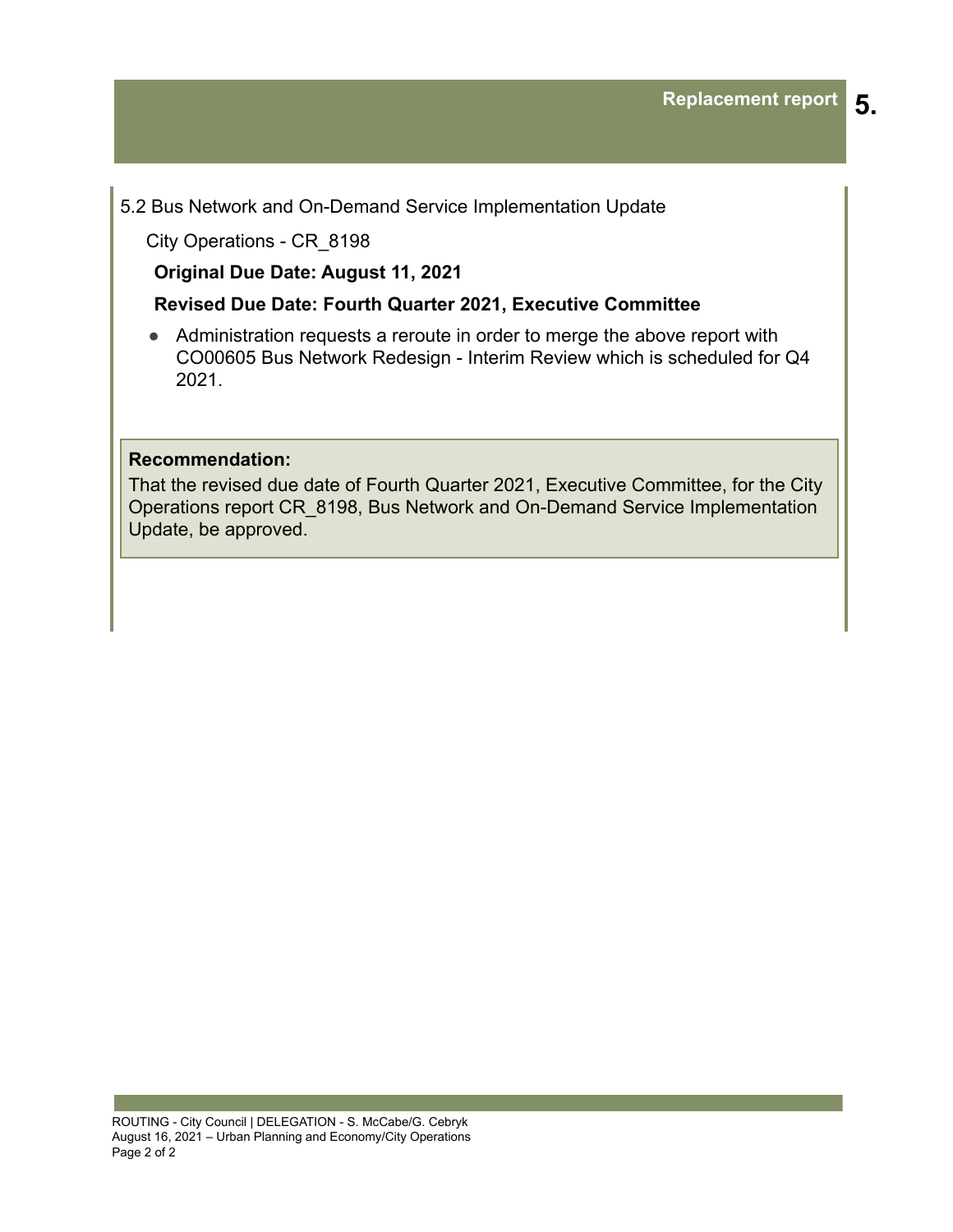Replacement report **5.**

5.2 Bus Network and On-Demand Service Implementation Update

City Operations - CR_8198

**Original Due Date: August 11, 2021**

**Revised Due Date: Fourth Quarter 2021, Executive Committee**

- Administration requests a reroute in order to merge the above report with CO00605 Bus Network Redesign - Interim Review which is scheduled for Q4 2021.

**Recommendation:**

That the revised due date of Fourth Quarter 2021, Executive Committee, for the City Operations report CR_8198, Bus Network and On-Demand Service Implementation Update, be approved.